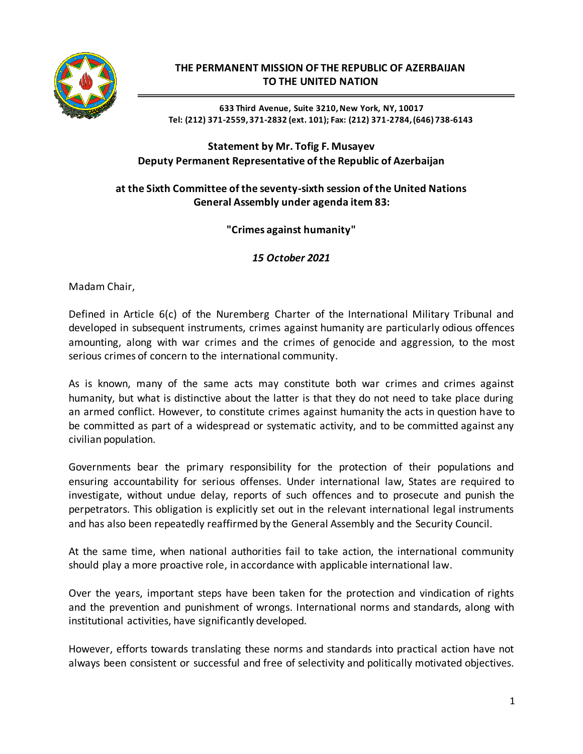# THE PERMANENT MISSION OF THE REPUBLIC OF AZERBAIJAN TO THE UNITED NATION

**633 Third Avenue, Suite 3210, New York, NY, 10017**
**Tel: (212) 371-2559, 371-2832 (ext. 101); Fax: (212) 371-2784, (646) 738-6143**

## Statement by Mr. Tofig F. Musayev
## Deputy Permanent Representative of the Republic of Azerbaijan

### at the Sixth Committee of the seventy-sixth session of the United Nations General Assembly under agenda item 83:

### "Crimes against humanity"

***15 October 2021***

Madam Chair,

Defined in Article 6(c) of the Nuremberg Charter of the International Military Tribunal and developed in subsequent instruments, crimes against humanity are particularly odious offences amounting, along with war crimes and the crimes of genocide and aggression, to the most serious crimes of concern to the international community.

As is known, many of the same acts may constitute both war crimes and crimes against humanity, but what is distinctive about the latter is that they do not need to take place during an armed conflict. However, to constitute crimes against humanity the acts in question have to be committed as part of a widespread or systematic activity, and to be committed against any civilian population.

Governments bear the primary responsibility for the protection of their populations and ensuring accountability for serious offenses. Under international law, States are required to investigate, without undue delay, reports of such offences and to prosecute and punish the perpetrators. This obligation is explicitly set out in the relevant international legal instruments and has also been repeatedly reaffirmed by the General Assembly and the Security Council.

At the same time, when national authorities fail to take action, the international community should play a more proactive role, in accordance with applicable international law.

Over the years, important steps have been taken for the protection and vindication of rights and the prevention and punishment of wrongs. International norms and standards, along with institutional activities, have significantly developed.

However, efforts towards translating these norms and standards into practical action have not always been consistent or successful and free of selectivity and politically motivated objectives.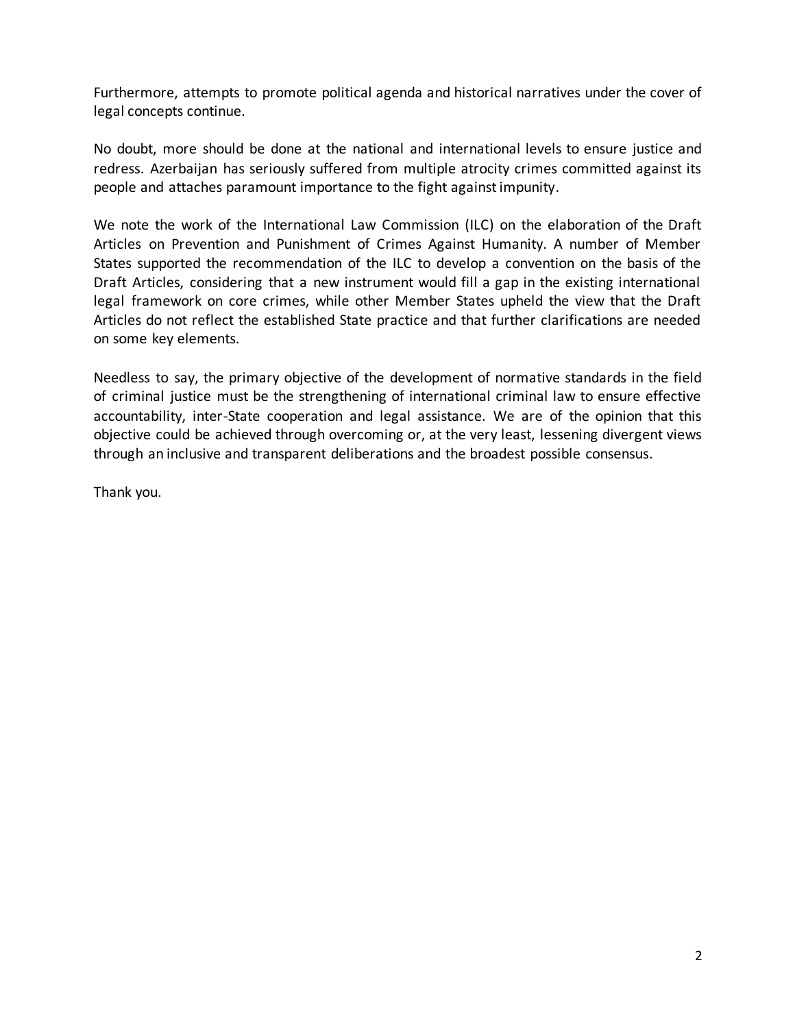Furthermore, attempts to promote political agenda and historical narratives under the cover of legal concepts continue.

No doubt, more should be done at the national and international levels to ensure justice and redress. Azerbaijan has seriously suffered from multiple atrocity crimes committed against its people and attaches paramount importance to the fight against impunity.

We note the work of the International Law Commission (ILC) on the elaboration of the Draft Articles on Prevention and Punishment of Crimes Against Humanity. A number of Member States supported the recommendation of the ILC to develop a convention on the basis of the Draft Articles, considering that a new instrument would fill a gap in the existing international legal framework on core crimes, while other Member States upheld the view that the Draft Articles do not reflect the established State practice and that further clarifications are needed on some key elements.

Needless to say, the primary objective of the development of normative standards in the field of criminal justice must be the strengthening of international criminal law to ensure effective accountability, inter-State cooperation and legal assistance. We are of the opinion that this objective could be achieved through overcoming or, at the very least, lessening divergent views through an inclusive and transparent deliberations and the broadest possible consensus.

Thank you.